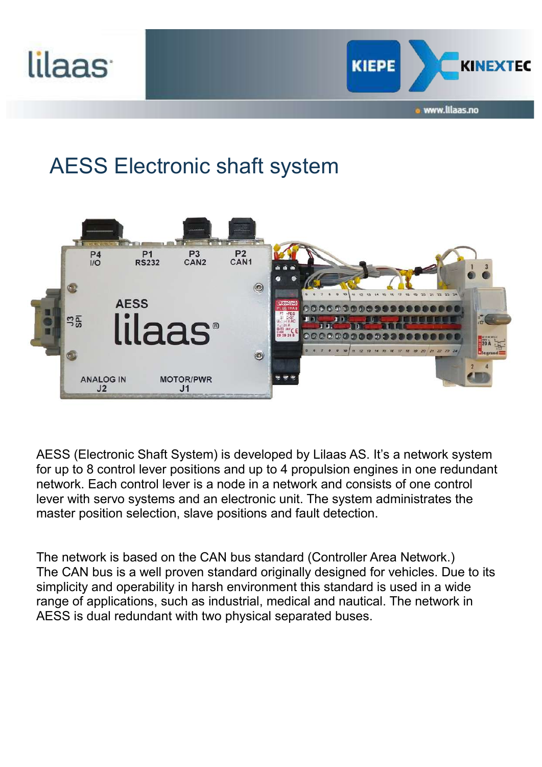# AESS Electronic shaft system

AESS (Electronic Shaft System) is developed by Lilaas AS. It's a network system for up to 8 control lever positions and up to 4 propulsion engines in one redundant network. Each control lever is a node in a network and consists of one control lever with servo systems and an electronic unit. The system administrates the master position selection, slave positions and fault detection.

The network is based on the CAN bus standard (Controller Area Network.)
The CAN bus is a well proven standard originally designed for vehicles. Due to its simplicity and operability in harsh environment this standard is used in a wide range of applications, such as industrial, medical and nautical. The network in AESS is dual redundant with two physical separated buses.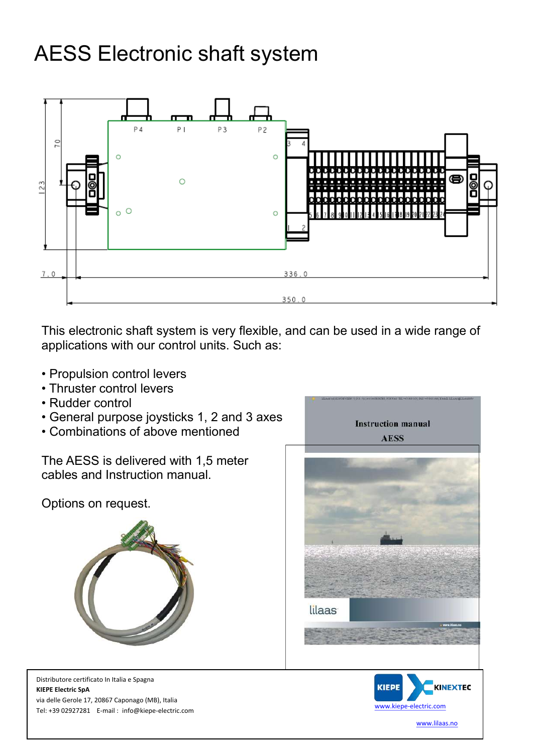# AESS Electronic shaft system

P4 P1 P3 P2

70

123

7.0

336.0

350.0

This electronic shaft system is very flexible, and can be used in a wide range of applications with our control units. Such as:

- Propulsion control levers
- Thruster control levers
- Rudder control
- General purpose joysticks 1, 2 and 3 axes
- Combinations of above mentioned

The AESS is delivered with 1,5 meter cables and Instruction manual.

Options on request.

Instruction manual

AESS

lilaas

Distributore certificato In Italia e Spagna
**KIEPE Electric SpA**
via delle Gerole 17, 20867 Caponago (MB), Italia
Tel: +39 02927281 E-mail : info@kiepe-electric.com

KIEPE KINEXTEC
www.kiepe-electric.com

www.lilaas.no